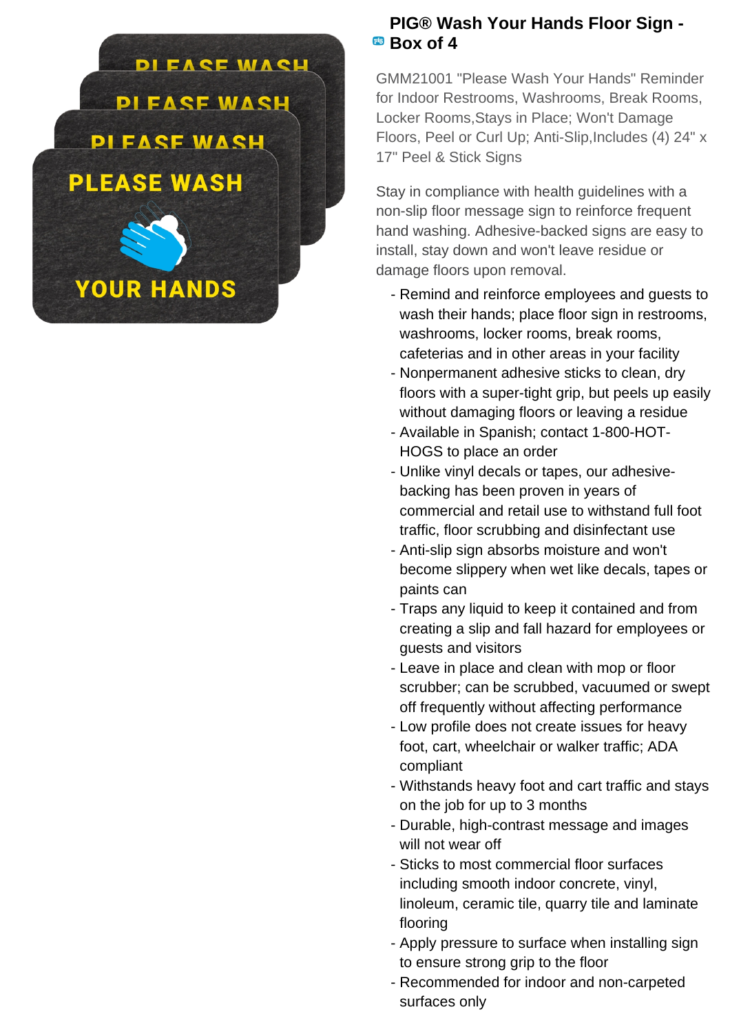# PIG® Wash Your Hands Floor Sign - Box of 4

GMM21001 "Please Wash Your Hands" Reminder for Indoor Restrooms, Washrooms, Break Rooms, Locker Rooms,Stays in Place; Won't Damage Floors, Peel or Curl Up; Anti-Slip,Includes (4) 24" x 17" Peel & Stick Signs

Stay in compliance with health guidelines with a non-slip floor message sign to reinforce frequent hand washing. Adhesive-backed signs are easy to install, stay down and won't leave residue or damage floors upon removal.

- Remind and reinforce employees and guests to wash their hands; place floor sign in restrooms, washrooms, locker rooms, break rooms, cafeterias and in other areas in your facility
- Nonpermanent adhesive sticks to clean, dry floors with a super-tight grip, but peels up easily without damaging floors or leaving a residue
- Available in Spanish; contact 1-800-HOT-HOGS to place an order
- Unlike vinyl decals or tapes, our adhesive-backing has been proven in years of commercial and retail use to withstand full foot traffic, floor scrubbing and disinfectant use
- Anti-slip sign absorbs moisture and won't become slippery when wet like decals, tapes or paints can
- Traps any liquid to keep it contained and from creating a slip and fall hazard for employees or guests and visitors
- Leave in place and clean with mop or floor scrubber; can be scrubbed, vacuumed or swept off frequently without affecting performance
- Low profile does not create issues for heavy foot, cart, wheelchair or walker traffic; ADA compliant
- Withstands heavy foot and cart traffic and stays on the job for up to 3 months
- Durable, high-contrast message and images will not wear off
- Sticks to most commercial floor surfaces including smooth indoor concrete, vinyl, linoleum, ceramic tile, quarry tile and laminate flooring
- Apply pressure to surface when installing sign to ensure strong grip to the floor
- Recommended for indoor and non-carpeted surfaces only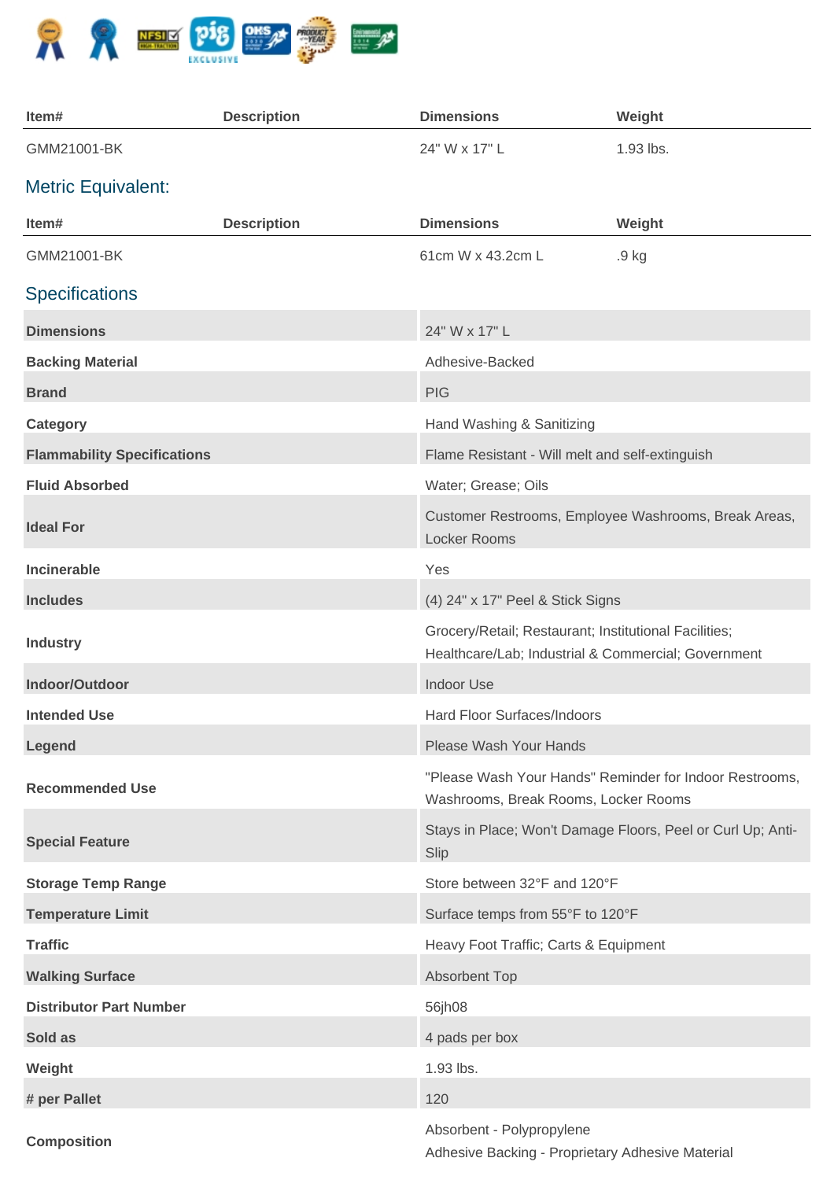| Item# | Description | Dimensions | Weight |
|---|---|---|---|
| GMM21001-BK | | 24" W x 17" L | 1.93 lbs. |

## Metric Equivalent:

| Item# | Description | Dimensions | Weight |
|---|---|---|---|
| GMM21001-BK | | 61cm W x 43.2cm L | .9 kg |

## Specifications

| | |
|---|---|
| **Dimensions** | 24" W x 17" L |
| **Backing Material** | Adhesive-Backed |
| **Brand** | PIG |
| **Category** | Hand Washing & Sanitizing |
| **Flammability Specifications** | Flame Resistant - Will melt and self-extinguish |
| **Fluid Absorbed** | Water; Grease; Oils |
| **Ideal For** | Customer Restrooms, Employee Washrooms, Break Areas, Locker Rooms |
| **Incinerable** | Yes |
| **Includes** | (4) 24" x 17" Peel & Stick Signs |
| **Industry** | Grocery/Retail; Restaurant; Institutional Facilities; Healthcare/Lab; Industrial & Commercial; Government |
| **Indoor/Outdoor** | Indoor Use |
| **Intended Use** | Hard Floor Surfaces/Indoors |
| **Legend** | Please Wash Your Hands |
| **Recommended Use** | "Please Wash Your Hands" Reminder for Indoor Restrooms, Washrooms, Break Rooms, Locker Rooms |
| **Special Feature** | Stays in Place; Won't Damage Floors, Peel or Curl Up; Anti-Slip |
| **Storage Temp Range** | Store between 32°F and 120°F |
| **Temperature Limit** | Surface temps from 55°F to 120°F |
| **Traffic** | Heavy Foot Traffic; Carts & Equipment |
| **Walking Surface** | Absorbent Top |
| **Distributor Part Number** | 56jh08 |
| **Sold as** | 4 pads per box |
| **Weight** | 1.93 lbs. |
| **# per Pallet** | 120 |
| **Composition** | Absorbent - Polypropylene<br>Adhesive Backing - Proprietary Adhesive Material |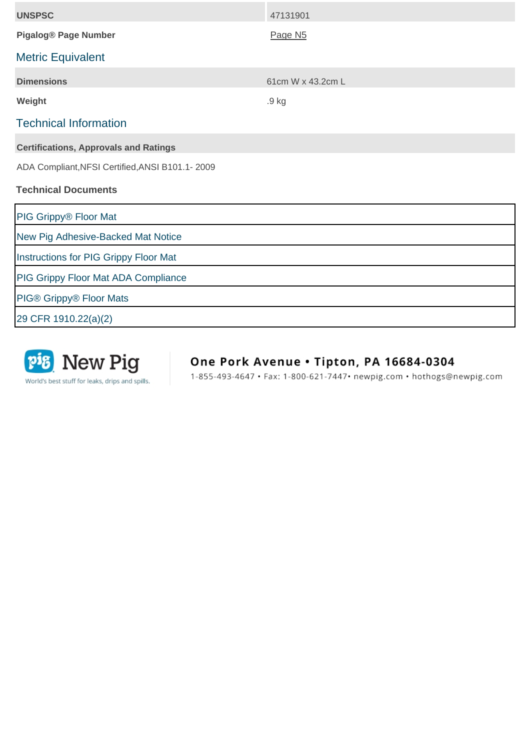| | |
|---|---|
| **UNSPSC** | 47131901 |
| **Pigalog® Page Number** | Page N5 |

## Metric Equivalent

| | |
|---|---|
| **Dimensions** | 61cm W x 43.2cm L |
| **Weight** | .9 kg |

## Technical Information

**Certifications, Approvals and Ratings**

ADA Compliant,NFSI Certified,ANSI B101.1- 2009

**Technical Documents**

| |
|---|
| PIG Grippy® Floor Mat |
| New Pig Adhesive-Backed Mat Notice |
| Instructions for PIG Grippy Floor Mat |
| PIG Grippy Floor Mat ADA Compliance |
| PIG® Grippy® Floor Mats |
| 29 CFR 1910.22(a)(2) |

New Pig
World's best stuff for leaks, drips and spills.

**One Pork Avenue • Tipton, PA 16684-0304**
1-855-493-4647 • Fax: 1-800-621-7447• newpig.com • hothogs@newpig.com